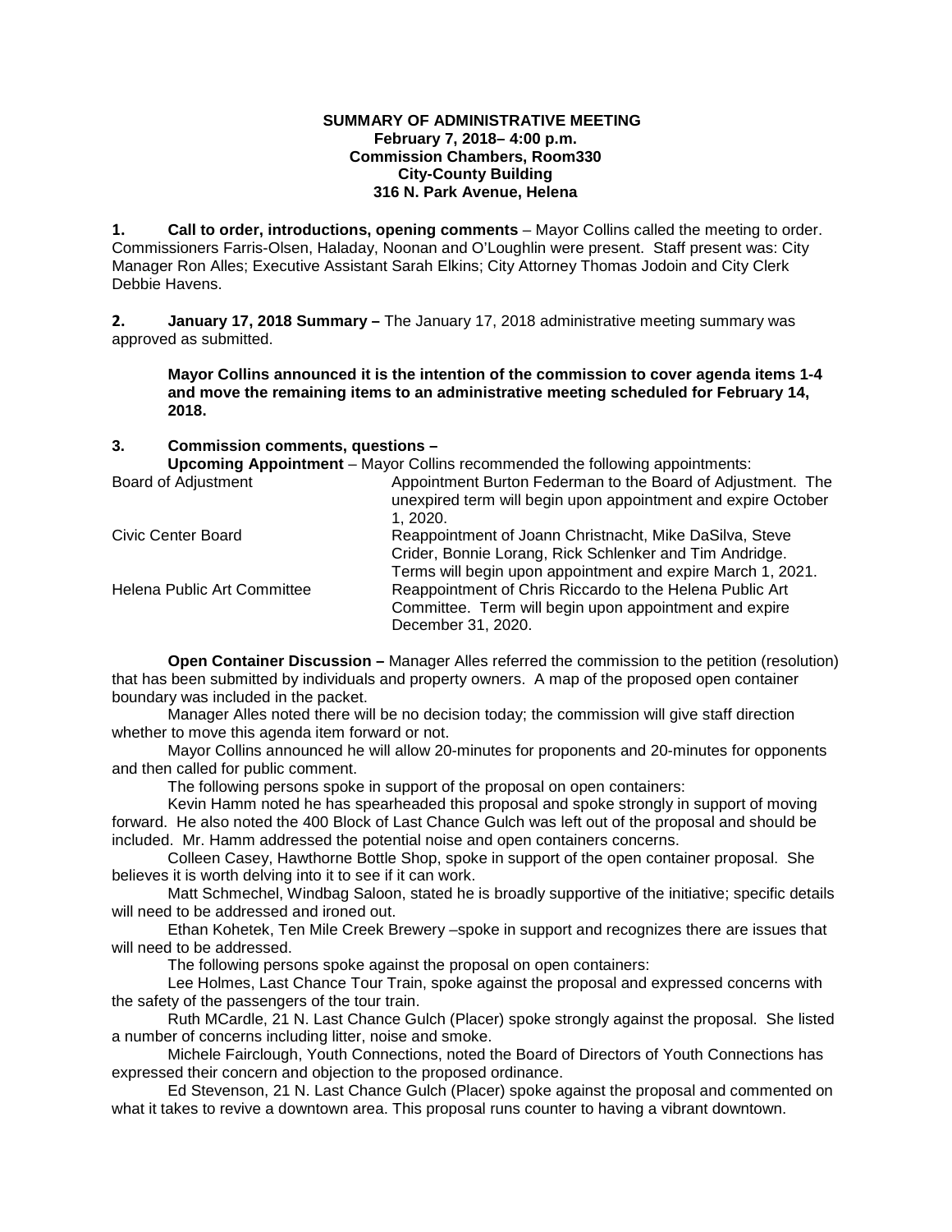**SUMMARY OF ADMINISTRATIVE MEETING**
**February 7, 2018– 4:00 p.m.**
**Commission Chambers, Room330**
**City-County Building**
**316 N. Park Avenue, Helena**

**1. Call to order, introductions, opening comments** – Mayor Collins called the meeting to order. Commissioners Farris-Olsen, Haladay, Noonan and O'Loughlin were present. Staff present was: City Manager Ron Alles; Executive Assistant Sarah Elkins; City Attorney Thomas Jodoin and City Clerk Debbie Havens.

**2. January 17, 2018 Summary –** The January 17, 2018 administrative meeting summary was approved as submitted.

**Mayor Collins announced it is the intention of the commission to cover agenda items 1-4 and move the remaining items to an administrative meeting scheduled for February 14, 2018.**

**3. Commission comments, questions –**

**Upcoming Appointment** – Mayor Collins recommended the following appointments:

| | |
|---|---|
| Board of Adjustment | Appointment Burton Federman to the Board of Adjustment. The unexpired term will begin upon appointment and expire October 1, 2020. |
| Civic Center Board | Reappointment of Joann Christnacht, Mike DaSilva, Steve Crider, Bonnie Lorang, Rick Schlenker and Tim Andridge. Terms will begin upon appointment and expire March 1, 2021. |
| Helena Public Art Committee | Reappointment of Chris Riccardo to the Helena Public Art Committee. Term will begin upon appointment and expire December 31, 2020. |

**Open Container Discussion –** Manager Alles referred the commission to the petition (resolution) that has been submitted by individuals and property owners. A map of the proposed open container boundary was included in the packet.

Manager Alles noted there will be no decision today; the commission will give staff direction whether to move this agenda item forward or not.

Mayor Collins announced he will allow 20-minutes for proponents and 20-minutes for opponents and then called for public comment.

The following persons spoke in support of the proposal on open containers:

Kevin Hamm noted he has spearheaded this proposal and spoke strongly in support of moving forward. He also noted the 400 Block of Last Chance Gulch was left out of the proposal and should be included. Mr. Hamm addressed the potential noise and open containers concerns.

Colleen Casey, Hawthorne Bottle Shop, spoke in support of the open container proposal. She believes it is worth delving into it to see if it can work.

Matt Schmechel, Windbag Saloon, stated he is broadly supportive of the initiative; specific details will need to be addressed and ironed out.

Ethan Kohetek, Ten Mile Creek Brewery –spoke in support and recognizes there are issues that will need to be addressed.

The following persons spoke against the proposal on open containers:

Lee Holmes, Last Chance Tour Train, spoke against the proposal and expressed concerns with the safety of the passengers of the tour train.

Ruth MCardle, 21 N. Last Chance Gulch (Placer) spoke strongly against the proposal. She listed a number of concerns including litter, noise and smoke.

Michele Fairclough, Youth Connections, noted the Board of Directors of Youth Connections has expressed their concern and objection to the proposed ordinance.

Ed Stevenson, 21 N. Last Chance Gulch (Placer) spoke against the proposal and commented on what it takes to revive a downtown area. This proposal runs counter to having a vibrant downtown.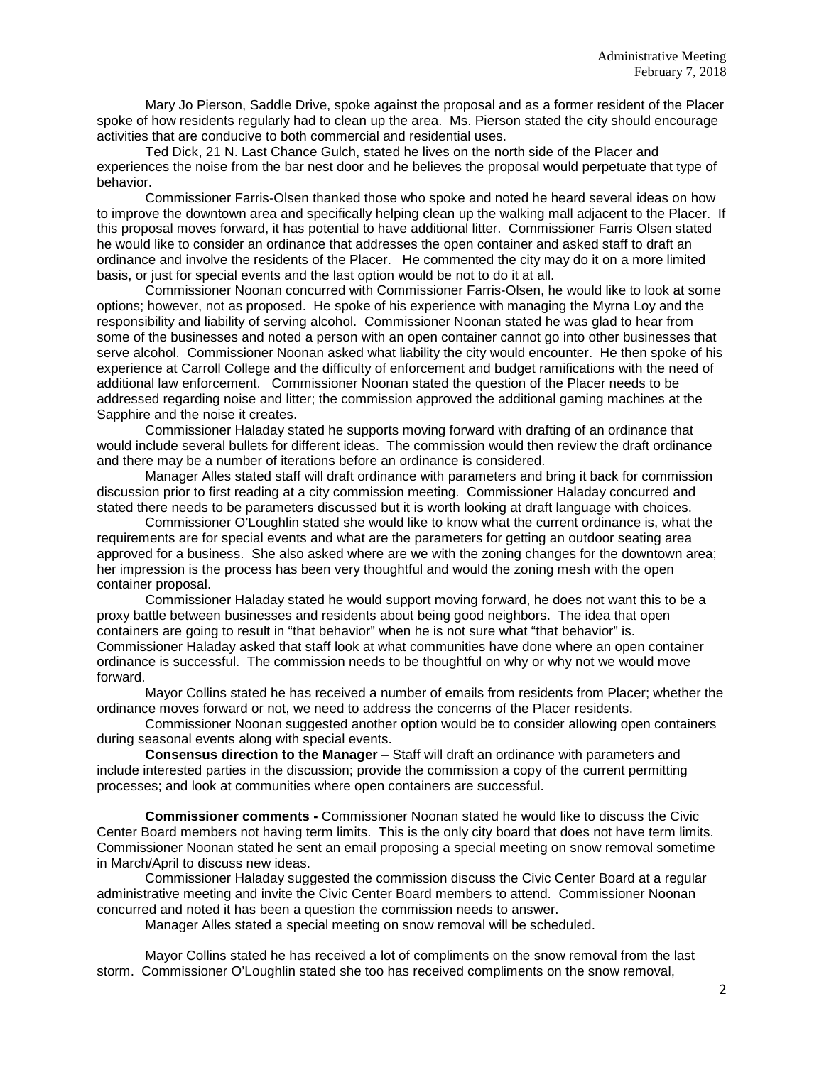Mary Jo Pierson, Saddle Drive, spoke against the proposal and as a former resident of the Placer spoke of how residents regularly had to clean up the area. Ms. Pierson stated the city should encourage activities that are conducive to both commercial and residential uses.

Ted Dick, 21 N. Last Chance Gulch, stated he lives on the north side of the Placer and experiences the noise from the bar nest door and he believes the proposal would perpetuate that type of behavior.

Commissioner Farris-Olsen thanked those who spoke and noted he heard several ideas on how to improve the downtown area and specifically helping clean up the walking mall adjacent to the Placer. If this proposal moves forward, it has potential to have additional litter. Commissioner Farris Olsen stated he would like to consider an ordinance that addresses the open container and asked staff to draft an ordinance and involve the residents of the Placer. He commented the city may do it on a more limited basis, or just for special events and the last option would be not to do it at all.

Commissioner Noonan concurred with Commissioner Farris-Olsen, he would like to look at some options; however, not as proposed. He spoke of his experience with managing the Myrna Loy and the responsibility and liability of serving alcohol. Commissioner Noonan stated he was glad to hear from some of the businesses and noted a person with an open container cannot go into other businesses that serve alcohol. Commissioner Noonan asked what liability the city would encounter. He then spoke of his experience at Carroll College and the difficulty of enforcement and budget ramifications with the need of additional law enforcement. Commissioner Noonan stated the question of the Placer needs to be addressed regarding noise and litter; the commission approved the additional gaming machines at the Sapphire and the noise it creates.

Commissioner Haladay stated he supports moving forward with drafting of an ordinance that would include several bullets for different ideas. The commission would then review the draft ordinance and there may be a number of iterations before an ordinance is considered.

Manager Alles stated staff will draft ordinance with parameters and bring it back for commission discussion prior to first reading at a city commission meeting. Commissioner Haladay concurred and stated there needs to be parameters discussed but it is worth looking at draft language with choices.

Commissioner O'Loughlin stated she would like to know what the current ordinance is, what the requirements are for special events and what are the parameters for getting an outdoor seating area approved for a business. She also asked where are we with the zoning changes for the downtown area; her impression is the process has been very thoughtful and would the zoning mesh with the open container proposal.

Commissioner Haladay stated he would support moving forward, he does not want this to be a proxy battle between businesses and residents about being good neighbors. The idea that open containers are going to result in "that behavior" when he is not sure what "that behavior" is. Commissioner Haladay asked that staff look at what communities have done where an open container ordinance is successful. The commission needs to be thoughtful on why or why not we would move forward.

Mayor Collins stated he has received a number of emails from residents from Placer; whether the ordinance moves forward or not, we need to address the concerns of the Placer residents.

Commissioner Noonan suggested another option would be to consider allowing open containers during seasonal events along with special events.

**Consensus direction to the Manager** – Staff will draft an ordinance with parameters and include interested parties in the discussion; provide the commission a copy of the current permitting processes; and look at communities where open containers are successful.

**Commissioner comments -** Commissioner Noonan stated he would like to discuss the Civic Center Board members not having term limits. This is the only city board that does not have term limits. Commissioner Noonan stated he sent an email proposing a special meeting on snow removal sometime in March/April to discuss new ideas.

Commissioner Haladay suggested the commission discuss the Civic Center Board at a regular administrative meeting and invite the Civic Center Board members to attend. Commissioner Noonan concurred and noted it has been a question the commission needs to answer.

Manager Alles stated a special meeting on snow removal will be scheduled.

Mayor Collins stated he has received a lot of compliments on the snow removal from the last storm. Commissioner O'Loughlin stated she too has received compliments on the snow removal,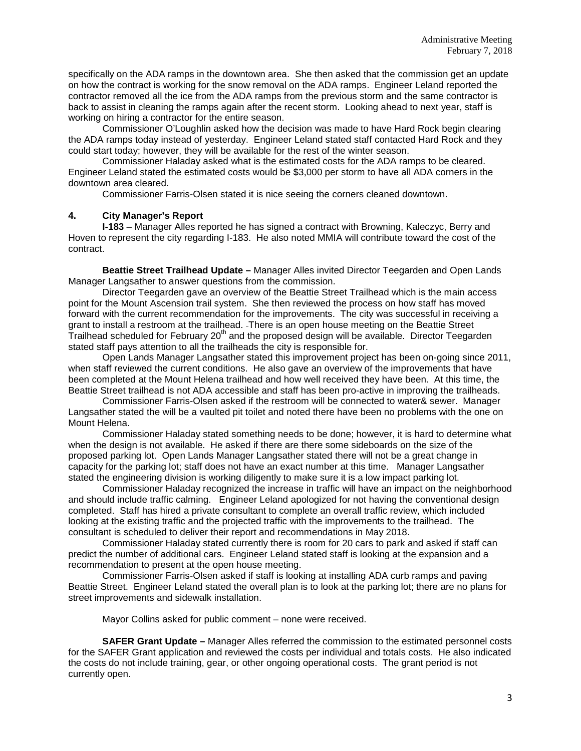specifically on the ADA ramps in the downtown area. She then asked that the commission get an update on how the contract is working for the snow removal on the ADA ramps. Engineer Leland reported the contractor removed all the ice from the ADA ramps from the previous storm and the same contractor is back to assist in cleaning the ramps again after the recent storm. Looking ahead to next year, staff is working on hiring a contractor for the entire season.

Commissioner O'Loughlin asked how the decision was made to have Hard Rock begin clearing the ADA ramps today instead of yesterday. Engineer Leland stated staff contacted Hard Rock and they could start today; however, they will be available for the rest of the winter season.

Commissioner Haladay asked what is the estimated costs for the ADA ramps to be cleared. Engineer Leland stated the estimated costs would be $3,000 per storm to have all ADA corners in the downtown area cleared.

Commissioner Farris-Olsen stated it is nice seeing the corners cleaned downtown.

### 4. City Manager's Report

**I-183** – Manager Alles reported he has signed a contract with Browning, Kaleczyc, Berry and Hoven to represent the city regarding I-183. He also noted MMIA will contribute toward the cost of the contract.

**Beattie Street Trailhead Update –** Manager Alles invited Director Teegarden and Open Lands Manager Langsather to answer questions from the commission.

Director Teegarden gave an overview of the Beattie Street Trailhead which is the main access point for the Mount Ascension trail system. She then reviewed the process on how staff has moved forward with the current recommendation for the improvements. The city was successful in receiving a grant to install a restroom at the trailhead. There is an open house meeting on the Beattie Street Trailhead scheduled for February 20th and the proposed design will be available. Director Teegarden stated staff pays attention to all the trailheads the city is responsible for.

Open Lands Manager Langsather stated this improvement project has been on-going since 2011, when staff reviewed the current conditions. He also gave an overview of the improvements that have been completed at the Mount Helena trailhead and how well received they have been. At this time, the Beattie Street trailhead is not ADA accessible and staff has been pro-active in improving the trailheads.

Commissioner Farris-Olsen asked if the restroom will be connected to water& sewer. Manager Langsather stated the will be a vaulted pit toilet and noted there have been no problems with the one on Mount Helena.

Commissioner Haladay stated something needs to be done; however, it is hard to determine what when the design is not available. He asked if there are there some sideboards on the size of the proposed parking lot. Open Lands Manager Langsather stated there will not be a great change in capacity for the parking lot; staff does not have an exact number at this time. Manager Langsather stated the engineering division is working diligently to make sure it is a low impact parking lot.

Commissioner Haladay recognized the increase in traffic will have an impact on the neighborhood and should include traffic calming. Engineer Leland apologized for not having the conventional design completed. Staff has hired a private consultant to complete an overall traffic review, which included looking at the existing traffic and the projected traffic with the improvements to the trailhead. The consultant is scheduled to deliver their report and recommendations in May 2018.

Commissioner Haladay stated currently there is room for 20 cars to park and asked if staff can predict the number of additional cars. Engineer Leland stated staff is looking at the expansion and a recommendation to present at the open house meeting.

Commissioner Farris-Olsen asked if staff is looking at installing ADA curb ramps and paving Beattie Street. Engineer Leland stated the overall plan is to look at the parking lot; there are no plans for street improvements and sidewalk installation.

Mayor Collins asked for public comment – none were received.

**SAFER Grant Update –** Manager Alles referred the commission to the estimated personnel costs for the SAFER Grant application and reviewed the costs per individual and totals costs. He also indicated the costs do not include training, gear, or other ongoing operational costs. The grant period is not currently open.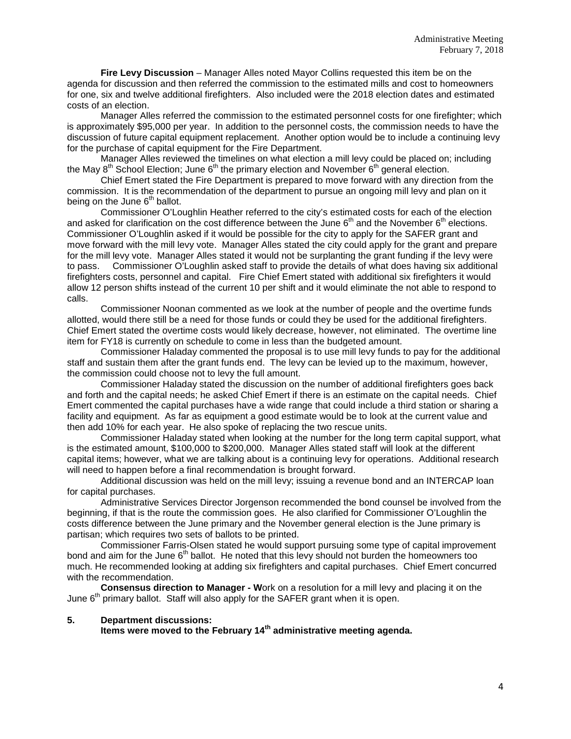**Fire Levy Discussion** – Manager Alles noted Mayor Collins requested this item be on the agenda for discussion and then referred the commission to the estimated mills and cost to homeowners for one, six and twelve additional firefighters. Also included were the 2018 election dates and estimated costs of an election.

Manager Alles referred the commission to the estimated personnel costs for one firefighter; which is approximately $95,000 per year. In addition to the personnel costs, the commission needs to have the discussion of future capital equipment replacement. Another option would be to include a continuing levy for the purchase of capital equipment for the Fire Department.

Manager Alles reviewed the timelines on what election a mill levy could be placed on; including the May 8th School Election; June 6th the primary election and November 6th general election.

Chief Emert stated the Fire Department is prepared to move forward with any direction from the commission. It is the recommendation of the department to pursue an ongoing mill levy and plan on it being on the June 6th ballot.

Commissioner O'Loughlin Heather referred to the city's estimated costs for each of the election and asked for clarification on the cost difference between the June 6th and the November 6th elections. Commissioner O'Loughlin asked if it would be possible for the city to apply for the SAFER grant and move forward with the mill levy vote. Manager Alles stated the city could apply for the grant and prepare for the mill levy vote. Manager Alles stated it would not be surplanting the grant funding if the levy were to pass. Commissioner O'Loughlin asked staff to provide the details of what does having six additional firefighters costs, personnel and capital. Fire Chief Emert stated with additional six firefighters it would allow 12 person shifts instead of the current 10 per shift and it would eliminate the not able to respond to calls.

Commissioner Noonan commented as we look at the number of people and the overtime funds allotted, would there still be a need for those funds or could they be used for the additional firefighters. Chief Emert stated the overtime costs would likely decrease, however, not eliminated. The overtime line item for FY18 is currently on schedule to come in less than the budgeted amount.

Commissioner Haladay commented the proposal is to use mill levy funds to pay for the additional staff and sustain them after the grant funds end. The levy can be levied up to the maximum, however, the commission could choose not to levy the full amount.

Commissioner Haladay stated the discussion on the number of additional firefighters goes back and forth and the capital needs; he asked Chief Emert if there is an estimate on the capital needs. Chief Emert commented the capital purchases have a wide range that could include a third station or sharing a facility and equipment. As far as equipment a good estimate would be to look at the current value and then add 10% for each year. He also spoke of replacing the two rescue units.

Commissioner Haladay stated when looking at the number for the long term capital support, what is the estimated amount, $100,000 to $200,000. Manager Alles stated staff will look at the different capital items; however, what we are talking about is a continuing levy for operations. Additional research will need to happen before a final recommendation is brought forward.

Additional discussion was held on the mill levy; issuing a revenue bond and an INTERCAP loan for capital purchases.

Administrative Services Director Jorgenson recommended the bond counsel be involved from the beginning, if that is the route the commission goes. He also clarified for Commissioner O'Loughlin the costs difference between the June primary and the November general election is the June primary is partisan; which requires two sets of ballots to be printed.

Commissioner Farris-Olsen stated he would support pursuing some type of capital improvement bond and aim for the June 6th ballot. He noted that this levy should not burden the homeowners too much. He recommended looking at adding six firefighters and capital purchases. Chief Emert concurred with the recommendation.

**Consensus direction to Manager - W**ork on a resolution for a mill levy and placing it on the June 6th primary ballot. Staff will also apply for the SAFER grant when it is open.

**5. Department discussions:**
**Items were moved to the February 14th administrative meeting agenda.**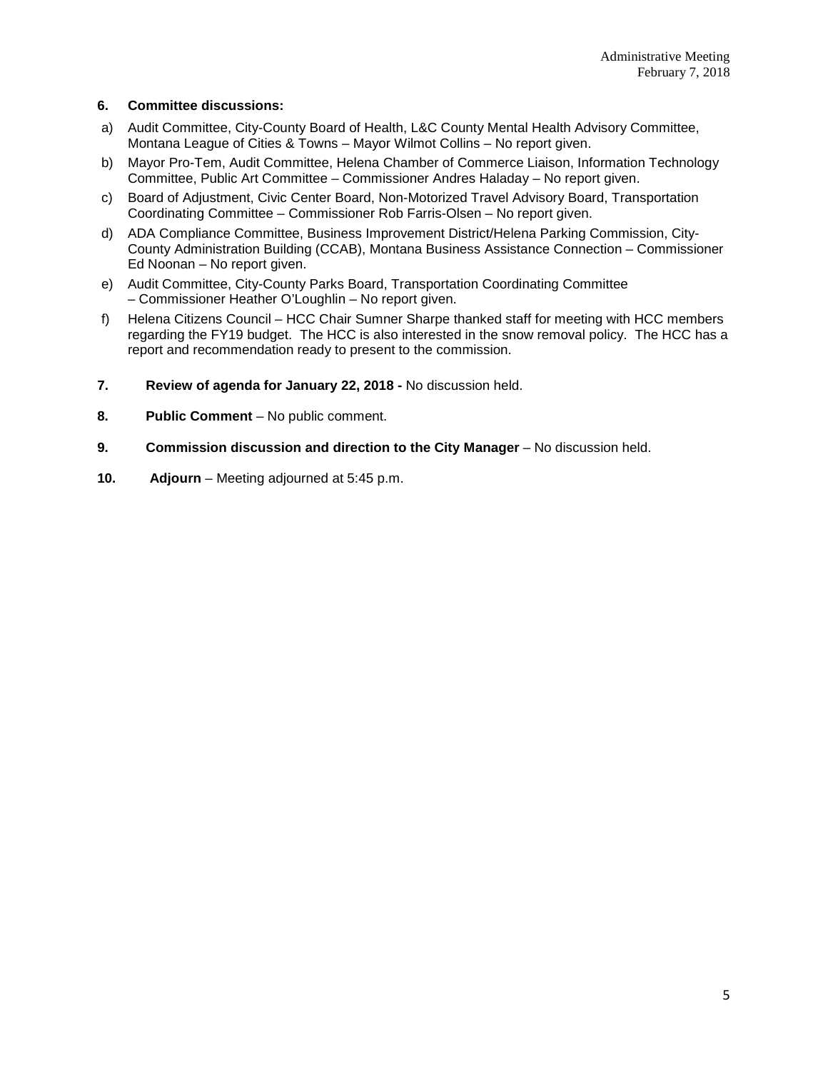**6. Committee discussions:**

a) Audit Committee, City-County Board of Health, L&C County Mental Health Advisory Committee, Montana League of Cities & Towns – Mayor Wilmot Collins – No report given.

b) Mayor Pro-Tem, Audit Committee, Helena Chamber of Commerce Liaison, Information Technology Committee, Public Art Committee – Commissioner Andres Haladay – No report given.

c) Board of Adjustment, Civic Center Board, Non-Motorized Travel Advisory Board, Transportation Coordinating Committee – Commissioner Rob Farris-Olsen – No report given.

d) ADA Compliance Committee, Business Improvement District/Helena Parking Commission, City-County Administration Building (CCAB), Montana Business Assistance Connection – Commissioner Ed Noonan – No report given.

e) Audit Committee, City-County Parks Board, Transportation Coordinating Committee – Commissioner Heather O'Loughlin – No report given.

f) Helena Citizens Council – HCC Chair Sumner Sharpe thanked staff for meeting with HCC members regarding the FY19 budget. The HCC is also interested in the snow removal policy. The HCC has a report and recommendation ready to present to the commission.

**7. Review of agenda for January 22, 2018 -** No discussion held.

**8. Public Comment** – No public comment.

**9. Commission discussion and direction to the City Manager** – No discussion held.

**10. Adjourn** – Meeting adjourned at 5:45 p.m.